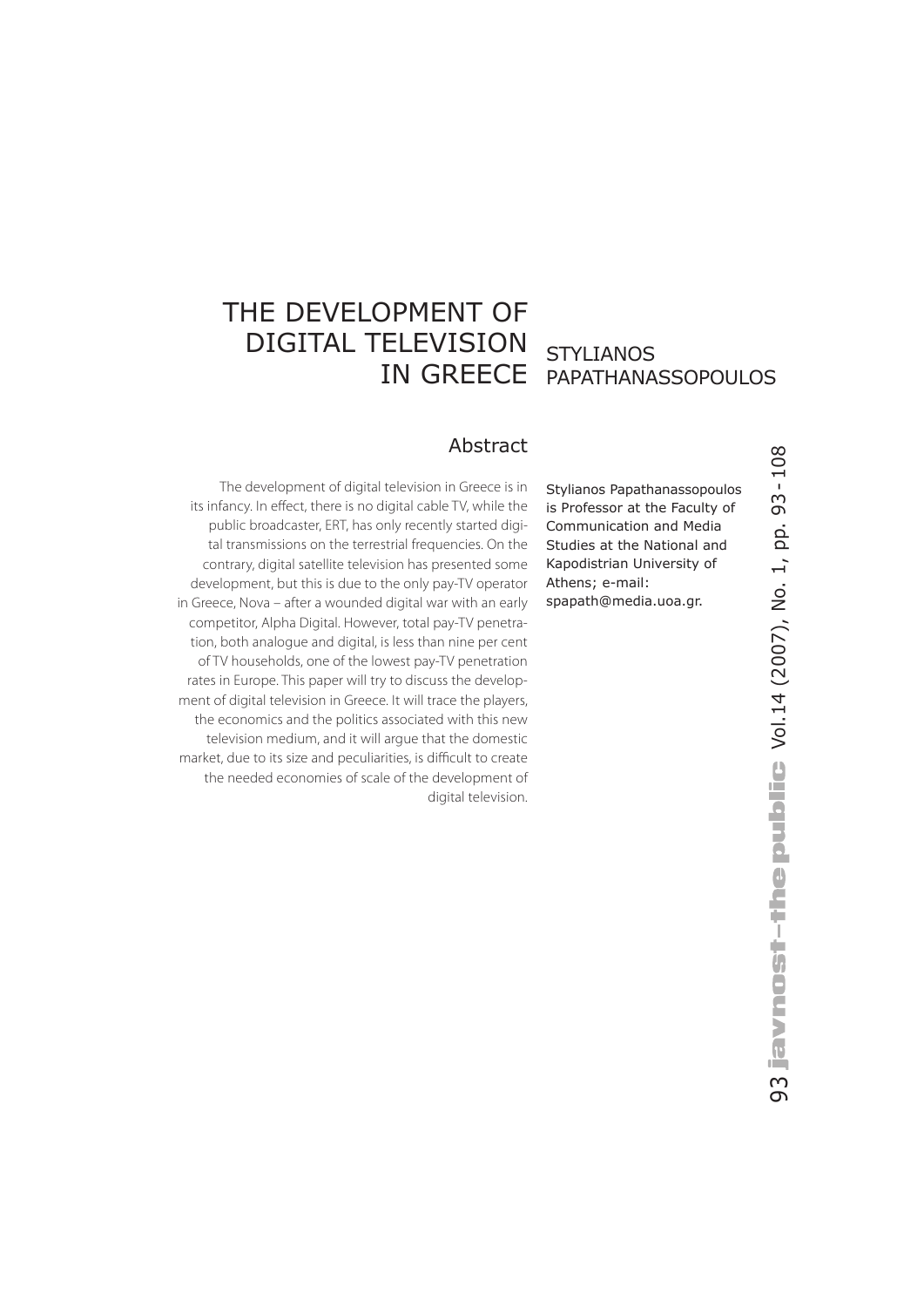# THE DEVELOPMENT OF DIGITAL TELEVISION IN GREECE

STYLIANOS PAPATHANASSOPOULOS

## Abstract

The development of digital television in Greece is in its infancy. In effect, there is no digital cable TV, while the public broadcaster, ERT, has only recently started digital transmissions on the terrestrial frequencies. On the contrary, digital satellite television has presented some development, but this is due to the only pay-TV operator in Greece, Nova – after a wounded digital war with an early competitor, Alpha Digital. However, total pay-TV penetration, both analogue and digital, is less than nine per cent of TV households, one of the lowest pay-TV penetration rates in Europe. This paper will try to discuss the development of digital television in Greece. It will trace the players, the economics and the politics associated with this new television medium, and it will argue that the domestic market, due to its size and peculiarities, is difficult to create the needed economies of scale of the development of digital television.

Stylianos Papathanassopoulos is Professor at the Faculty of Communication and Media Studies at the National and Kapodistrian University of Athens; e-mail: spapath@media.uoa.gr.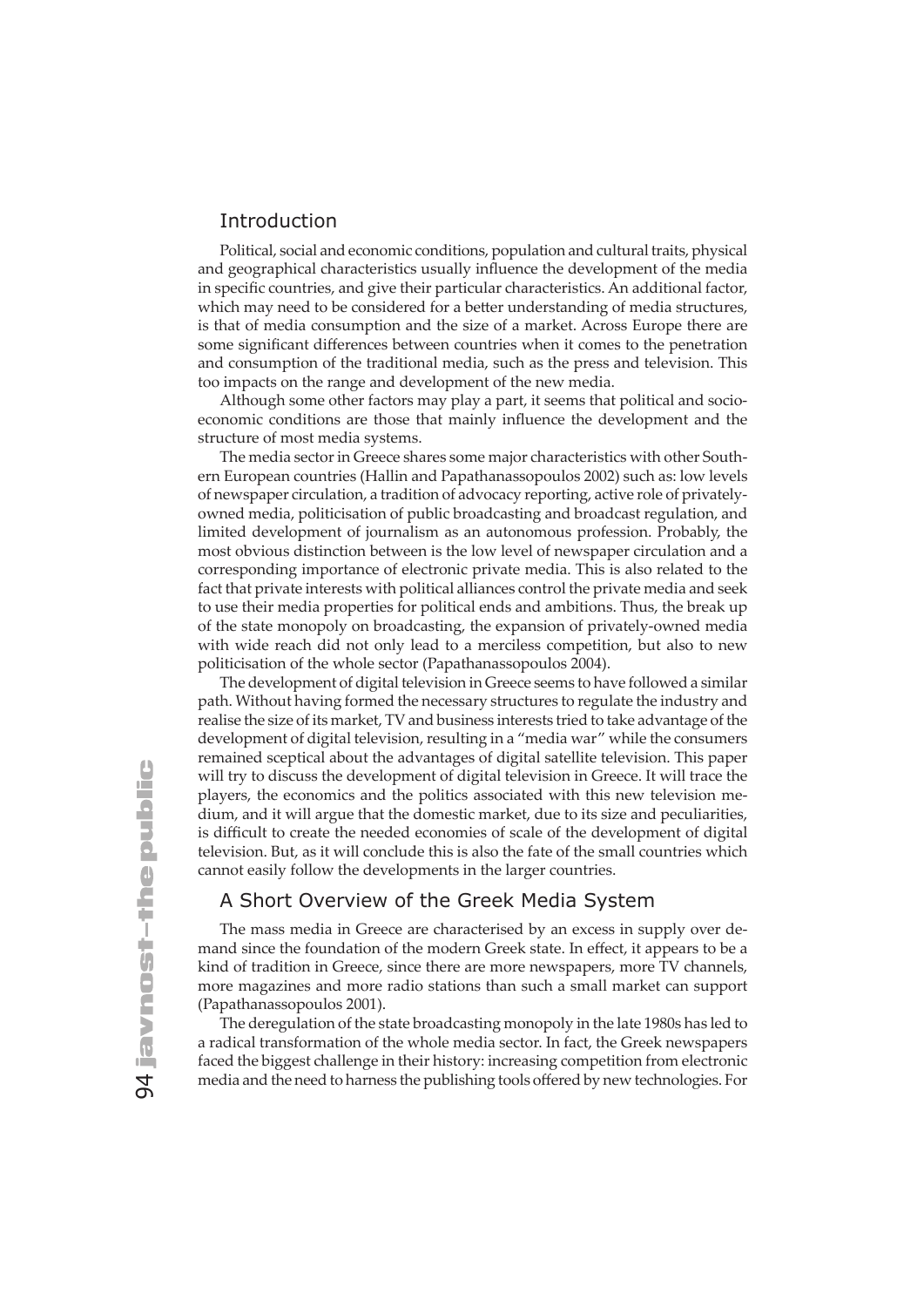## Introduction

Political, social and economic conditions, population and cultural traits, physical and geographical characteristics usually influence the development of the media in specific countries, and give their particular characteristics. An additional factor, which may need to be considered for a better understanding of media structures, is that of media consumption and the size of a market. Across Europe there are some significant differences between countries when it comes to the penetration and consumption of the traditional media, such as the press and television. This too impacts on the range and development of the new media.

Although some other factors may play a part, it seems that political and socio-economic conditions are those that mainly influence the development and the structure of most media systems.

The media sector in Greece shares some major characteristics with other Southern European countries (Hallin and Papathanassopoulos 2002) such as: low levels of newspaper circulation, a tradition of advocacy reporting, active role of privately-owned media, politicisation of public broadcasting and broadcast regulation, and limited development of journalism as an autonomous profession. Probably, the most obvious distinction between is the low level of newspaper circulation and a corresponding importance of electronic private media. This is also related to the fact that private interests with political alliances control the private media and seek to use their media properties for political ends and ambitions. Thus, the break up of the state monopoly on broadcasting, the expansion of privately-owned media with wide reach did not only lead to a merciless competition, but also to new politicisation of the whole sector (Papathanassopoulos 2004).

The development of digital television in Greece seems to have followed a similar path. Without having formed the necessary structures to regulate the industry and realise the size of its market, TV and business interests tried to take advantage of the development of digital television, resulting in a "media war" while the consumers remained sceptical about the advantages of digital satellite television. This paper will try to discuss the development of digital television in Greece. It will trace the players, the economics and the politics associated with this new television medium, and it will argue that the domestic market, due to its size and peculiarities, is difficult to create the needed economies of scale of the development of digital television. But, as it will conclude this is also the fate of the small countries which cannot easily follow the developments in the larger countries.

## A Short Overview of the Greek Media System

The mass media in Greece are characterised by an excess in supply over demand since the foundation of the modern Greek state. In effect, it appears to be a kind of tradition in Greece, since there are more newspapers, more TV channels, more magazines and more radio stations than such a small market can support (Papathanassopoulos 2001).

The deregulation of the state broadcasting monopoly in the late 1980s has led to a radical transformation of the whole media sector. In fact, the Greek newspapers faced the biggest challenge in their history: increasing competition from electronic media and the need to harness the publishing tools offered by new technologies. For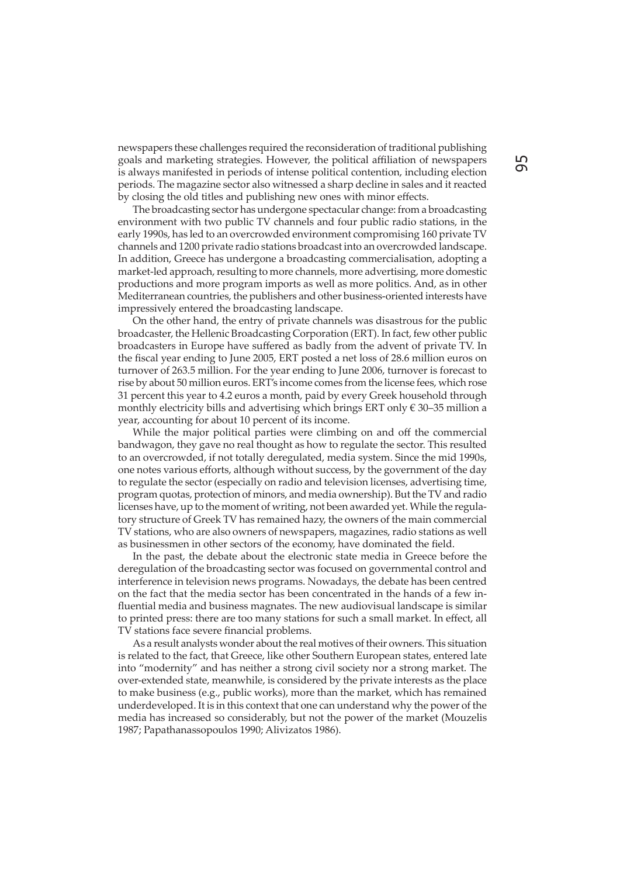newspapers these challenges required the reconsideration of traditional publishing goals and marketing strategies. However, the political affiliation of newspapers is always manifested in periods of intense political contention, including election periods. The magazine sector also witnessed a sharp decline in sales and it reacted by closing the old titles and publishing new ones with minor effects.

The broadcasting sector has undergone spectacular change: from a broadcasting environment with two public TV channels and four public radio stations, in the early 1990s, has led to an overcrowded environment compromising 160 private TV channels and 1200 private radio stations broadcast into an overcrowded landscape. In addition, Greece has undergone a broadcasting commercialisation, adopting a market-led approach, resulting to more channels, more advertising, more domestic productions and more program imports as well as more politics. And, as in other Mediterranean countries, the publishers and other business-oriented interests have impressively entered the broadcasting landscape.

On the other hand, the entry of private channels was disastrous for the public broadcaster, the Hellenic Broadcasting Corporation (ERT). In fact, few other public broadcasters in Europe have suffered as badly from the advent of private TV. In the fiscal year ending to June 2005, ERT posted a net loss of 28.6 million euros on turnover of 263.5 million. For the year ending to June 2006, turnover is forecast to rise by about 50 million euros. ERT's income comes from the license fees, which rose 31 percent this year to 4.2 euros a month, paid by every Greek household through monthly electricity bills and advertising which brings ERT only € 30–35 million a year, accounting for about 10 percent of its income.

While the major political parties were climbing on and off the commercial bandwagon, they gave no real thought as how to regulate the sector. This resulted to an overcrowded, if not totally deregulated, media system. Since the mid 1990s, one notes various efforts, although without success, by the government of the day to regulate the sector (especially on radio and television licenses, advertising time, program quotas, protection of minors, and media ownership). But the TV and radio licenses have, up to the moment of writing, not been awarded yet. While the regulatory structure of Greek TV has remained hazy, the owners of the main commercial TV stations, who are also owners of newspapers, magazines, radio stations as well as businessmen in other sectors of the economy, have dominated the field.

In the past, the debate about the electronic state media in Greece before the deregulation of the broadcasting sector was focused on governmental control and interference in television news programs. Nowadays, the debate has been centred on the fact that the media sector has been concentrated in the hands of a few influential media and business magnates. The new audiovisual landscape is similar to printed press: there are too many stations for such a small market. In effect, all TV stations face severe financial problems.

As a result analysts wonder about the real motives of their owners. This situation is related to the fact, that Greece, like other Southern European states, entered late into "modernity" and has neither a strong civil society nor a strong market. The over-extended state, meanwhile, is considered by the private interests as the place to make business (e.g., public works), more than the market, which has remained underdeveloped. It is in this context that one can understand why the power of the media has increased so considerably, but not the power of the market (Mouzelis 1987; Papathanassopoulos 1990; Alivizatos 1986).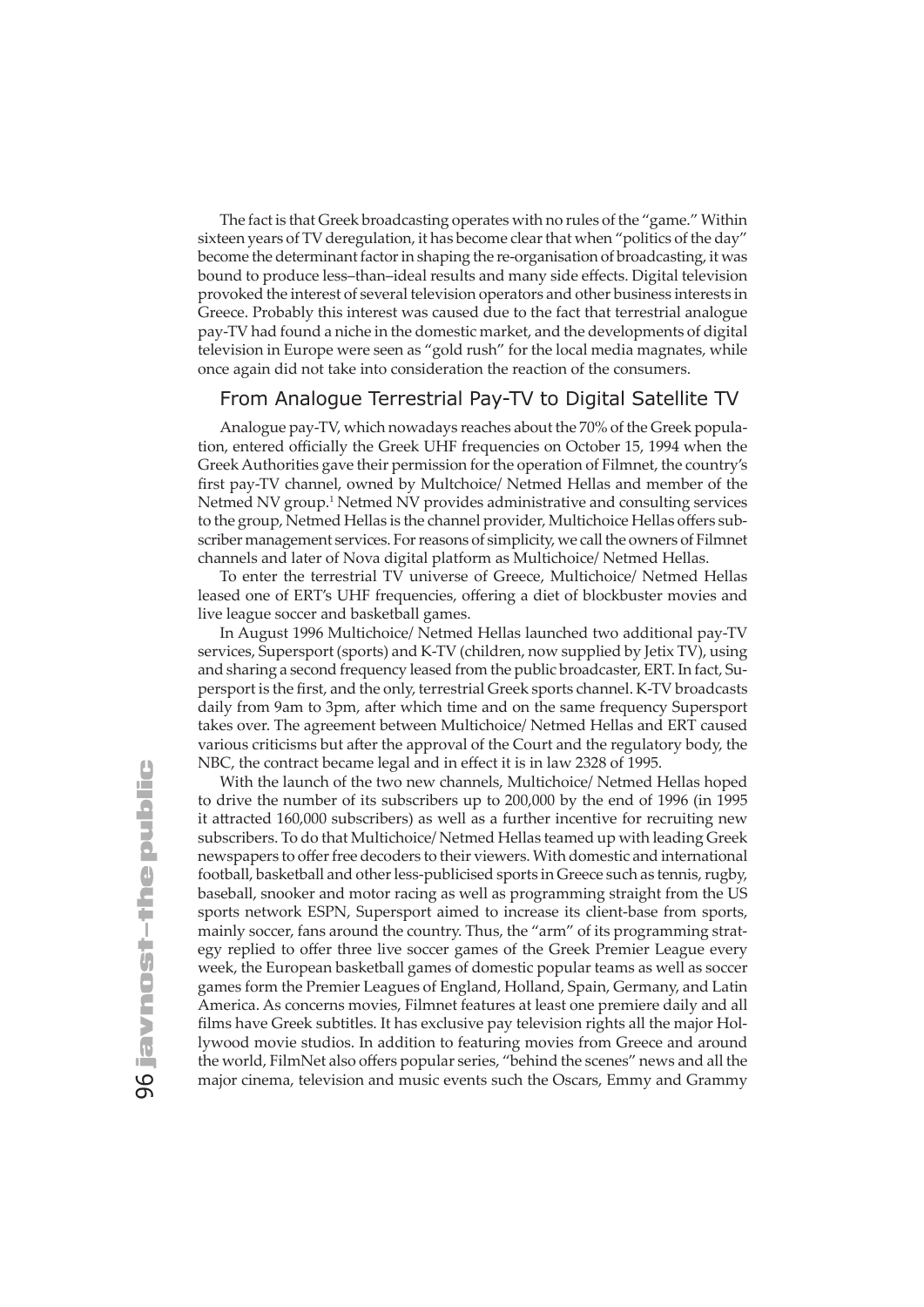The fact is that Greek broadcasting operates with no rules of the "game." Within sixteen years of TV deregulation, it has become clear that when "politics of the day" become the determinant factor in shaping the re-organisation of broadcasting, it was bound to produce less–than–ideal results and many side effects. Digital television provoked the interest of several television operators and other business interests in Greece. Probably this interest was caused due to the fact that terrestrial analogue pay-TV had found a niche in the domestic market, and the developments of digital television in Europe were seen as "gold rush" for the local media magnates, while once again did not take into consideration the reaction of the consumers.

## From Analogue Terrestrial Pay-TV to Digital Satellite TV

Analogue pay-TV, which nowadays reaches about the 70% of the Greek population, entered officially the Greek UHF frequencies on October 15, 1994 when the Greek Authorities gave their permission for the operation of Filmnet, the country's first pay-TV channel, owned by Multchoice/ Netmed Hellas and member of the Netmed NV group.[1] Netmed NV provides administrative and consulting services to the group, Netmed Hellas is the channel provider, Multichoice Hellas offers subscriber management services. For reasons of simplicity, we call the owners of Filmnet channels and later of Nova digital platform as Multichoice/ Netmed Hellas.

To enter the terrestrial TV universe of Greece, Multichoice/ Netmed Hellas leased one of ERT's UHF frequencies, offering a diet of blockbuster movies and live league soccer and basketball games.

In August 1996 Multichoice/ Netmed Hellas launched two additional pay-TV services, Supersport (sports) and K-TV (children, now supplied by Jetix TV), using and sharing a second frequency leased from the public broadcaster, ERT. In fact, Supersport is the first, and the only, terrestrial Greek sports channel. K-TV broadcasts daily from 9am to 3pm, after which time and on the same frequency Supersport takes over. The agreement between Multichoice/ Netmed Hellas and ERT caused various criticisms but after the approval of the Court and the regulatory body, the NBC, the contract became legal and in effect it is in law 2328 of 1995.

With the launch of the two new channels, Multichoice/ Netmed Hellas hoped to drive the number of its subscribers up to 200,000 by the end of 1996 (in 1995 it attracted 160,000 subscribers) as well as a further incentive for recruiting new subscribers. To do that Multichoice/ Netmed Hellas teamed up with leading Greek newspapers to offer free decoders to their viewers. With domestic and international football, basketball and other less-publicised sports in Greece such as tennis, rugby, baseball, snooker and motor racing as well as programming straight from the US sports network ESPN, Supersport aimed to increase its client-base from sports, mainly soccer, fans around the country. Thus, the "arm" of its programming strategy replied to offer three live soccer games of the Greek Premier League every week, the European basketball games of domestic popular teams as well as soccer games form the Premier Leagues of England, Holland, Spain, Germany, and Latin America. As concerns movies, Filmnet features at least one premiere daily and all films have Greek subtitles. It has exclusive pay television rights all the major Hollywood movie studios. In addition to featuring movies from Greece and around the world, FilmNet also offers popular series, "behind the scenes" news and all the major cinema, television and music events such the Oscars, Emmy and Grammy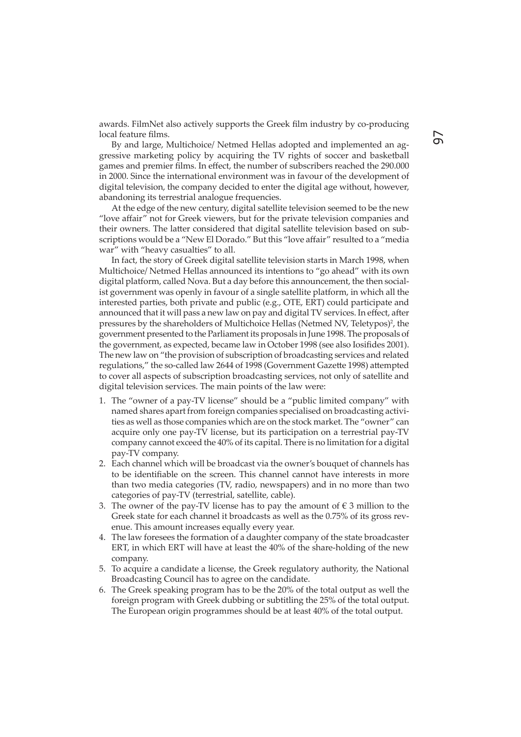awards. FilmNet also actively supports the Greek film industry by co-producing local feature films.

By and large, Multichoice/ Netmed Hellas adopted and implemented an aggressive marketing policy by acquiring the TV rights of soccer and basketball games and premier films. In effect, the number of subscribers reached the 290.000 in 2000. Since the international environment was in favour of the development of digital television, the company decided to enter the digital age without, however, abandoning its terrestrial analogue frequencies.

At the edge of the new century, digital satellite television seemed to be the new "love affair" not for Greek viewers, but for the private television companies and their owners. The latter considered that digital satellite television based on subscriptions would be a "New El Dorado." But this "love affair" resulted to a "media war" with "heavy casualties" to all.

In fact, the story of Greek digital satellite television starts in March 1998, when Multichoice/ Netmed Hellas announced its intentions to "go ahead" with its own digital platform, called Nova. But a day before this announcement, the then socialist government was openly in favour of a single satellite platform, in which all the interested parties, both private and public (e.g., OTE, ERT) could participate and announced that it will pass a new law on pay and digital TV services. In effect, after pressures by the shareholders of Multichoice Hellas (Netmed NV, Teletypos)[2], the government presented to the Parliament its proposals in June 1998. The proposals of the government, as expected, became law in October 1998 (see also Iosifides 2001). The new law on "the provision of subscription of broadcasting services and related regulations," the so-called law 2644 of 1998 (Government Gazette 1998) attempted to cover all aspects of subscription broadcasting services, not only of satellite and digital television services. The main points of the law were:

1. The "owner of a pay-TV license" should be a "public limited company" with named shares apart from foreign companies specialised on broadcasting activities as well as those companies which are on the stock market. The "owner" can acquire only one pay-TV license, but its participation on a terrestrial pay-TV company cannot exceed the 40% of its capital. There is no limitation for a digital pay-TV company.
2. Each channel which will be broadcast via the owner's bouquet of channels has to be identifiable on the screen. This channel cannot have interests in more than two media categories (TV, radio, newspapers) and in no more than two categories of pay-TV (terrestrial, satellite, cable).
3. The owner of the pay-TV license has to pay the amount of € 3 million to the Greek state for each channel it broadcasts as well as the 0.75% of its gross revenue. This amount increases equally every year.
4. The law foresees the formation of a daughter company of the state broadcaster ERT, in which ERT will have at least the 40% of the share-holding of the new company.
5. To acquire a candidate a license, the Greek regulatory authority, the National Broadcasting Council has to agree on the candidate.
6. The Greek speaking program has to be the 20% of the total output as well the foreign program with Greek dubbing or subtitling the 25% of the total output. The European origin programmes should be at least 40% of the total output.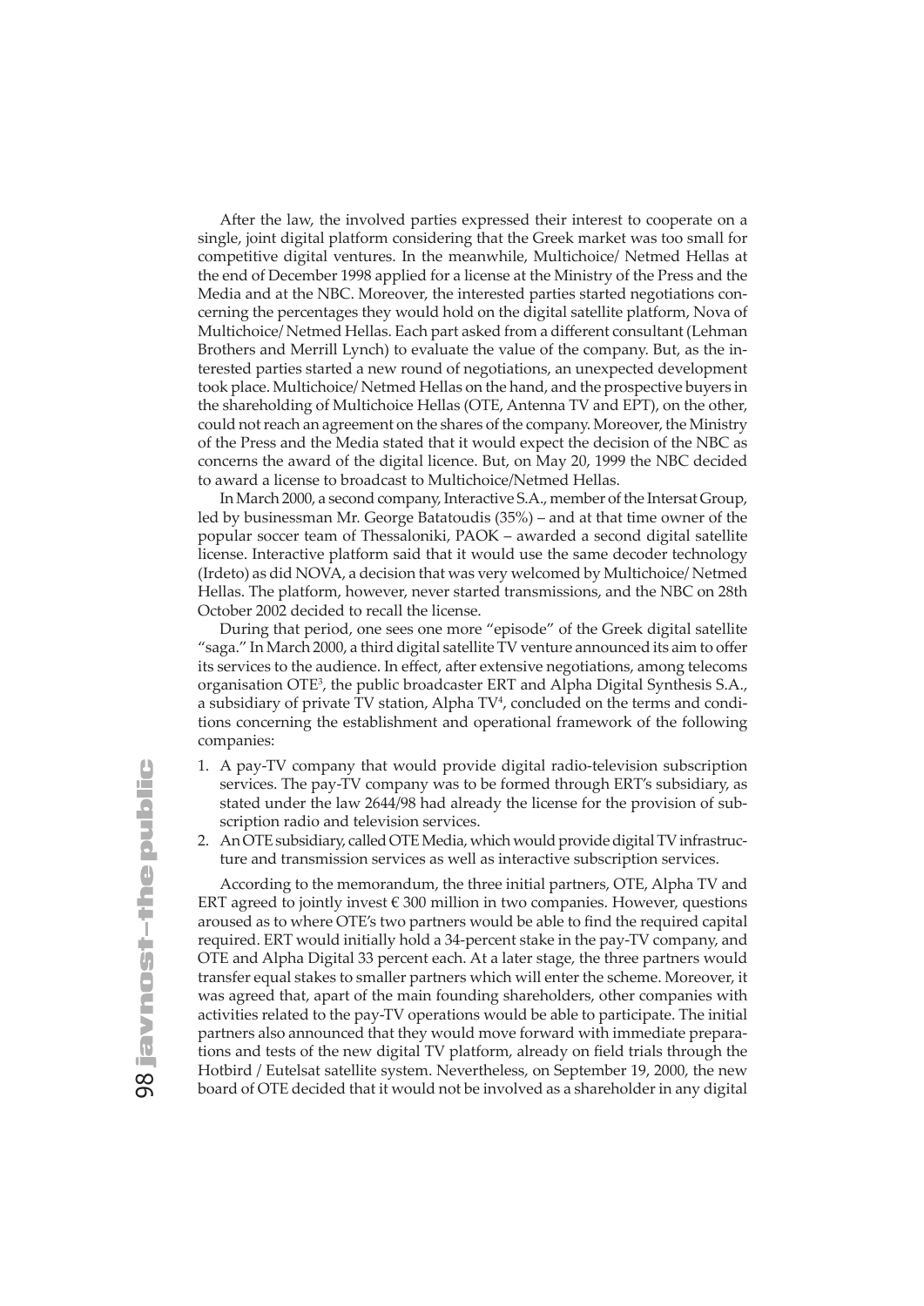After the law, the involved parties expressed their interest to cooperate on a single, joint digital platform considering that the Greek market was too small for competitive digital ventures. In the meanwhile, Multichoice/ Netmed Hellas at the end of December 1998 applied for a license at the Ministry of the Press and the Media and at the NBC. Moreover, the interested parties started negotiations concerning the percentages they would hold on the digital satellite platform, Nova of Multichoice/Netmed Hellas. Each part asked from a different consultant (Lehman Brothers and Merrill Lynch) to evaluate the value of the company. But, as the interested parties started a new round of negotiations, an unexpected development took place. Multichoice/Netmed Hellas on the hand, and the prospective buyers in the shareholding of Multichoice Hellas (OTE, Antenna TV and EPT), on the other, could not reach an agreement on the shares of the company. Moreover, the Ministry of the Press and the Media stated that it would expect the decision of the NBC as concerns the award of the digital licence. But, on May 20, 1999 the NBC decided to award a license to broadcast to Multichoice/Netmed Hellas.

In March 2000, a second company, Interactive S.A., member of the Intersat Group, led by businessman Mr. George Batatoudis (35%) – and at that time owner of the popular soccer team of Thessaloniki, PAOK – awarded a second digital satellite license. Interactive platform said that it would use the same decoder technology (Irdeto) as did NOVA, a decision that was very welcomed by Multichoice/ Netmed Hellas. The platform, however, never started transmissions, and the NBC on 28th October 2002 decided to recall the license.

During that period, one sees one more "episode" of the Greek digital satellite "saga." In March 2000, a third digital satellite TV venture announced its aim to offer its services to the audience. In effect, after extensive negotiations, among telecoms organisation OTE[3], the public broadcaster ERT and Alpha Digital Synthesis S.A., a subsidiary of private TV station, Alpha TV[4], concluded on the terms and conditions concerning the establishment and operational framework of the following companies:

1. A pay-TV company that would provide digital radio-television subscription services. The pay-TV company was to be formed through ERT's subsidiary, as stated under the law 2644/98 had already the license for the provision of subscription radio and television services.
2. An OTE subsidiary, called OTE Media, which would provide digital TV infrastructure and transmission services as well as interactive subscription services.

According to the memorandum, the three initial partners, OTE, Alpha TV and ERT agreed to jointly invest € 300 million in two companies. However, questions aroused as to where OTE's two partners would be able to find the required capital required. ERT would initially hold a 34-percent stake in the pay-TV company, and OTE and Alpha Digital 33 percent each. At a later stage, the three partners would transfer equal stakes to smaller partners which will enter the scheme. Moreover, it was agreed that, apart of the main founding shareholders, other companies with activities related to the pay-TV operations would be able to participate. The initial partners also announced that they would move forward with immediate preparations and tests of the new digital TV platform, already on field trials through the Hotbird / Eutelsat satellite system. Nevertheless, on September 19, 2000, the new board of OTE decided that it would not be involved as a shareholder in any digital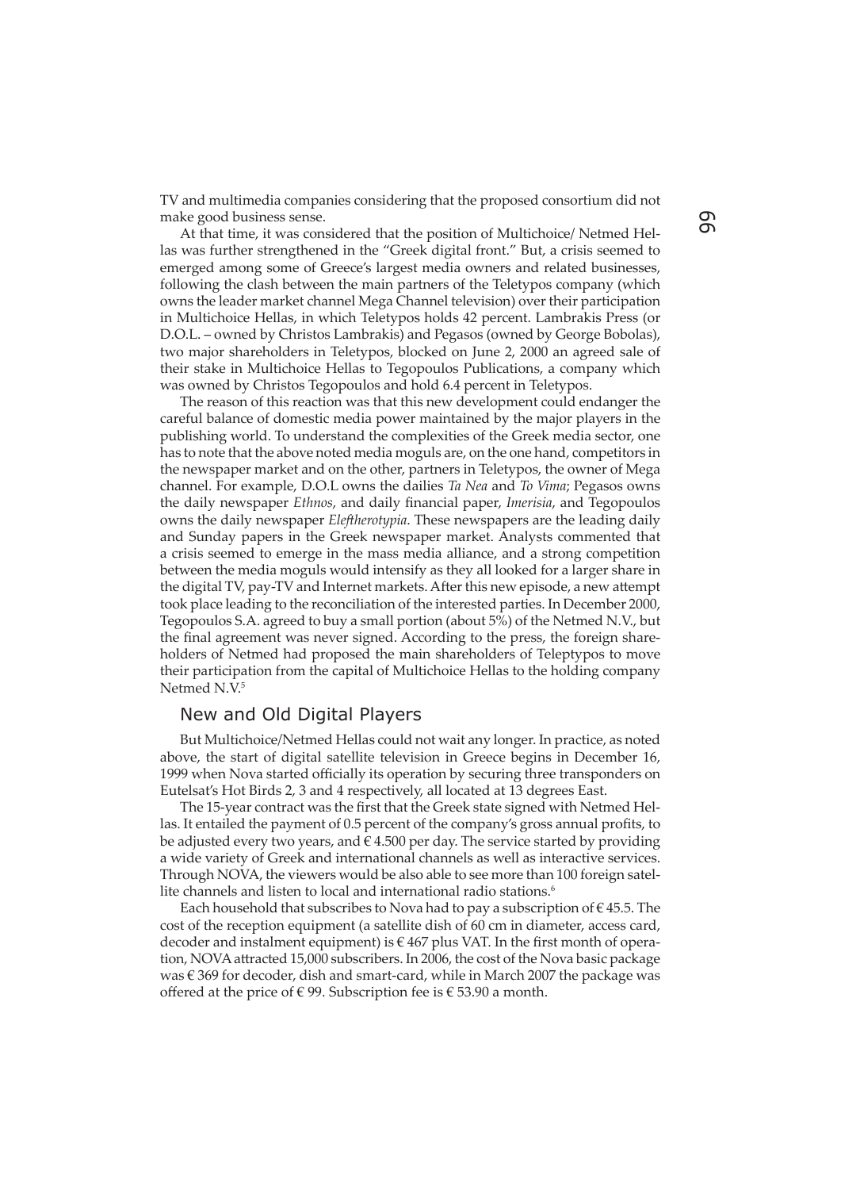TV and multimedia companies considering that the proposed consortium did not make good business sense.

At that time, it was considered that the position of Multichoice/ Netmed Hellas was further strengthened in the "Greek digital front." But, a crisis seemed to emerged among some of Greece's largest media owners and related businesses, following the clash between the main partners of the Teletypos company (which owns the leader market channel Mega Channel television) over their participation in Multichoice Hellas, in which Teletypos holds 42 percent. Lambrakis Press (or D.O.L. – owned by Christos Lambrakis) and Pegasos (owned by George Bobolas), two major shareholders in Teletypos, blocked on June 2, 2000 an agreed sale of their stake in Multichoice Hellas to Tegopoulos Publications, a company which was owned by Christos Tegopoulos and hold 6.4 percent in Teletypos.

The reason of this reaction was that this new development could endanger the careful balance of domestic media power maintained by the major players in the publishing world. To understand the complexities of the Greek media sector, one has to note that the above noted media moguls are, on the one hand, competitors in the newspaper market and on the other, partners in Teletypos, the owner of Mega channel. For example, D.O.L owns the dailies *Ta Nea* and *To Vima*; Pegasos owns the daily newspaper *Ethnos*, and daily financial paper, *Imerisia*, and Tegopoulos owns the daily newspaper *Eleftherotypia*. These newspapers are the leading daily and Sunday papers in the Greek newspaper market. Analysts commented that a crisis seemed to emerge in the mass media alliance, and a strong competition between the media moguls would intensify as they all looked for a larger share in the digital TV, pay-TV and Internet markets. After this new episode, a new attempt took place leading to the reconciliation of the interested parties. In December 2000, Tegopoulos S.A. agreed to buy a small portion (about 5%) of the Netmed N.V., but the final agreement was never signed. According to the press, the foreign shareholders of Netmed had proposed the main shareholders of Teleptypos to move their participation from the capital of Multichoice Hellas to the holding company Netmed N.V.[5]

## New and Old Digital Players

But Multichoice/Netmed Hellas could not wait any longer. In practice, as noted above, the start of digital satellite television in Greece begins in December 16, 1999 when Nova started officially its operation by securing three transponders on Eutelsat's Hot Birds 2, 3 and 4 respectively, all located at 13 degrees East.

The 15-year contract was the first that the Greek state signed with Netmed Hellas. It entailed the payment of 0.5 percent of the company's gross annual profits, to be adjusted every two years, and € 4.500 per day. The service started by providing a wide variety of Greek and international channels as well as interactive services. Through NOVA, the viewers would be also able to see more than 100 foreign satellite channels and listen to local and international radio stations.[6]

Each household that subscribes to Nova had to pay a subscription of € 45.5. The cost of the reception equipment (a satellite dish of 60 cm in diameter, access card, decoder and instalment equipment) is € 467 plus VAT. In the first month of operation, NOVA attracted 15,000 subscribers. In 2006, the cost of the Nova basic package was € 369 for decoder, dish and smart-card, while in March 2007 the package was offered at the price of € 99. Subscription fee is € 53.90 a month.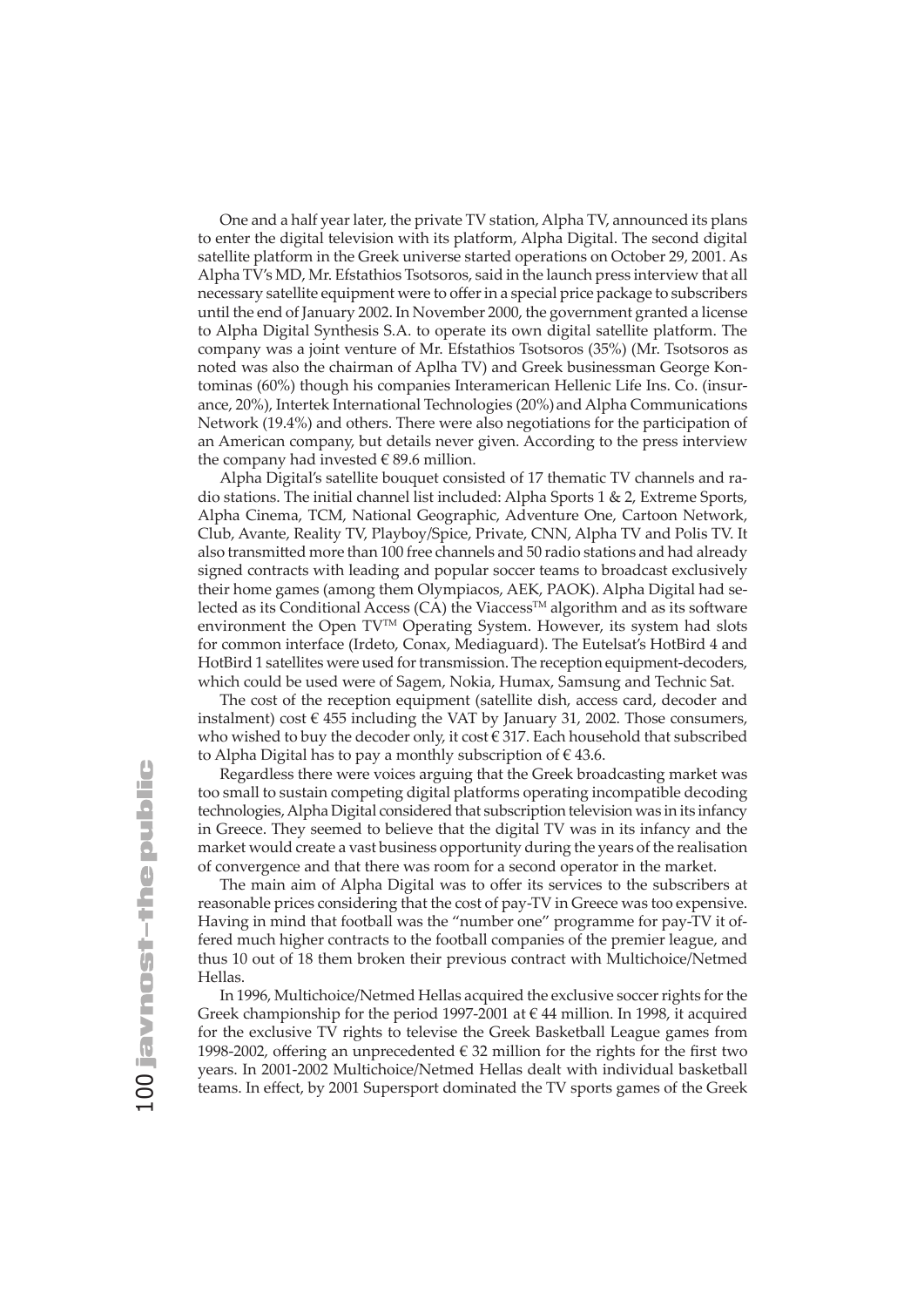One and a half year later, the private TV station, Alpha TV, announced its plans to enter the digital television with its platform, Alpha Digital. The second digital satellite platform in the Greek universe started operations on October 29, 2001. As Alpha TV's MD, Mr. Efstathios Tsotsoros, said in the launch press interview that all necessary satellite equipment were to offer in a special price package to subscribers until the end of January 2002. In November 2000, the government granted a license to Alpha Digital Synthesis S.A. to operate its own digital satellite platform. The company was a joint venture of Mr. Efstathios Tsotsoros (35%) (Mr. Tsotsoros as noted was also the chairman of Aplha TV) and Greek businessman George Kontominas (60%) though his companies Interamerican Hellenic Life Ins. Co. (insurance, 20%), Intertek International Technologies (20%) and Alpha Communications Network (19.4%) and others. There were also negotiations for the participation of an American company, but details never given. According to the press interview the company had invested € 89.6 million.

Alpha Digital's satellite bouquet consisted of 17 thematic TV channels and radio stations. The initial channel list included: Alpha Sports 1 & 2, Extreme Sports, Alpha Cinema, TCM, National Geographic, Adventure One, Cartoon Network, Club, Avante, Reality TV, Playboy/Spice, Private, CNN, Alpha TV and Polis TV. It also transmitted more than 100 free channels and 50 radio stations and had already signed contracts with leading and popular soccer teams to broadcast exclusively their home games (among them Olympiacos, AEK, PAOK). Alpha Digital had selected as its Conditional Access (CA) the Viaccess™ algorithm and as its software environment the Open TV™ Operating System. However, its system had slots for common interface (Irdeto, Conax, Mediaguard). The Eutelsat's HotBird 4 and HotBird 1 satellites were used for transmission. The reception equipment-decoders, which could be used were of Sagem, Nokia, Humax, Samsung and Technic Sat.

The cost of the reception equipment (satellite dish, access card, decoder and instalment) cost € 455 including the VAT by January 31, 2002. Those consumers, who wished to buy the decoder only, it cost € 317. Each household that subscribed to Alpha Digital has to pay a monthly subscription of € 43.6.

Regardless there were voices arguing that the Greek broadcasting market was too small to sustain competing digital platforms operating incompatible decoding technologies, Alpha Digital considered that subscription television was in its infancy in Greece. They seemed to believe that the digital TV was in its infancy and the market would create a vast business opportunity during the years of the realisation of convergence and that there was room for a second operator in the market.

The main aim of Alpha Digital was to offer its services to the subscribers at reasonable prices considering that the cost of pay-TV in Greece was too expensive. Having in mind that football was the "number one" programme for pay-TV it offered much higher contracts to the football companies of the premier league, and thus 10 out of 18 them broken their previous contract with Multichoice/Netmed Hellas.

In 1996, Multichoice/Netmed Hellas acquired the exclusive soccer rights for the Greek championship for the period 1997-2001 at € 44 million. In 1998, it acquired for the exclusive TV rights to televise the Greek Basketball League games from 1998-2002, offering an unprecedented € 32 million for the rights for the first two years. In 2001-2002 Multichoice/Netmed Hellas dealt with individual basketball teams. In effect, by 2001 Supersport dominated the TV sports games of the Greek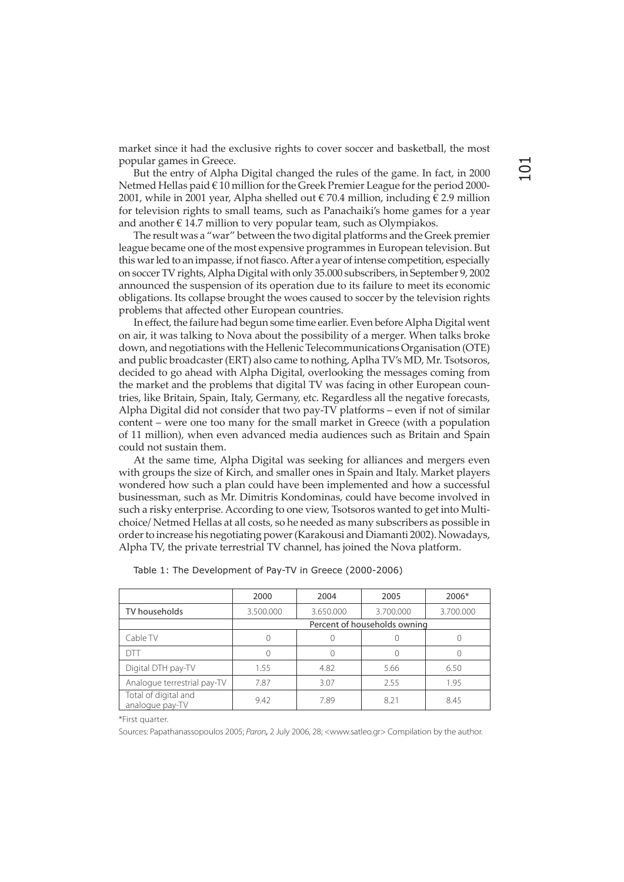market since it had the exclusive rights to cover soccer and basketball, the most popular games in Greece.

But the entry of Alpha Digital changed the rules of the game. In fact, in 2000 Netmed Hellas paid € 10 million for the Greek Premier League for the period 2000-2001, while in 2001 year, Alpha shelled out € 70.4 million, including € 2.9 million for television rights to small teams, such as Panachaiki's home games for a year and another € 14.7 million to very popular team, such as Olympiakos.

The result was a "war" between the two digital platforms and the Greek premier league became one of the most expensive programmes in European television. But this war led to an impasse, if not fiasco. After a year of intense competition, especially on soccer TV rights, Alpha Digital with only 35.000 subscribers, in September 9, 2002 announced the suspension of its operation due to its failure to meet its economic obligations. Its collapse brought the woes caused to soccer by the television rights problems that affected other European countries.

In effect, the failure had begun some time earlier. Even before Alpha Digital went on air, it was talking to Nova about the possibility of a merger. When talks broke down, and negotiations with the Hellenic Telecommunications Organisation (OTE) and public broadcaster (ERT) also came to nothing, Aplha TV's MD, Mr. Tsotsoros, decided to go ahead with Alpha Digital, overlooking the messages coming from the market and the problems that digital TV was facing in other European countries, like Britain, Spain, Italy, Germany, etc. Regardless all the negative forecasts, Alpha Digital did not consider that two pay-TV platforms – even if not of similar content – were one too many for the small market in Greece (with a population of 11 million), when even advanced media audiences such as Britain and Spain could not sustain them.

At the same time, Alpha Digital was seeking for alliances and mergers even with groups the size of Kirch, and smaller ones in Spain and Italy. Market players wondered how such a plan could have been implemented and how a successful businessman, such as Mr. Dimitris Kondominas, could have become involved in such a risky enterprise. According to one view, Tsotsoros wanted to get into Multichoice/ Netmed Hellas at all costs, so he needed as many subscribers as possible in order to increase his negotiating power (Karakousi and Diamanti 2002). Nowadays, Alpha TV, the private terrestrial TV channel, has joined the Nova platform.

Table 1: The Development of Pay-TV in Greece (2000-2006)

| | 2000 | 2004 | 2005 | 2006* |
|---|---|---|---|---|
| TV households | 3.500.000 | 3.650.000 | 3.700.000 | 3.700.000 |
| | Percent of households owning | | | |
| Cable TV | 0 | 0 | 0 | 0 |
| DTT | 0 | 0 | 0 | 0 |
| Digital DTH pay-TV | 1.55 | 4.82 | 5.66 | 6.50 |
| Analogue terrestrial pay-TV | 7.87 | 3.07 | 2.55 | 1.95 |
| Total of digital and analogue pay-TV | 9.42 | 7.89 | 8.21 | 8.45 |

\*First quarter.

Sources: Papathanassopoulos 2005; *Paron*, 2 July 2006, 28; <www.satleo.gr> Compilation by the author.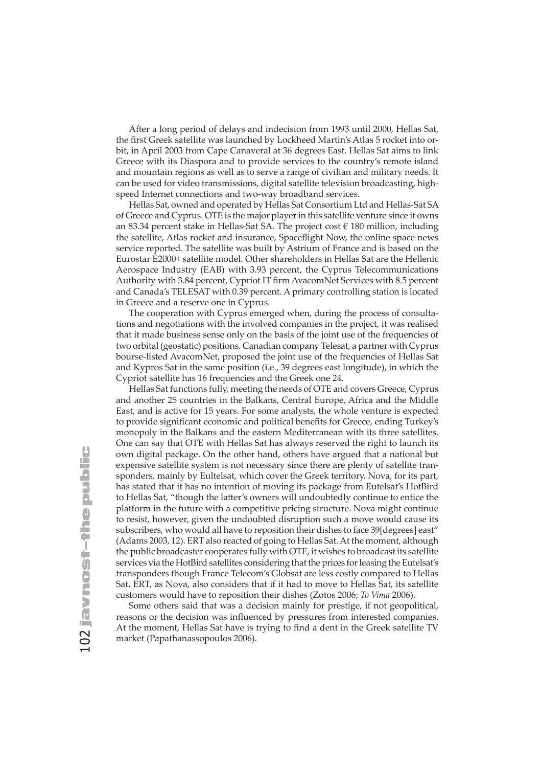After a long period of delays and indecision from 1993 until 2000, Hellas Sat, the first Greek satellite was launched by Lockheed Martin's Atlas 5 rocket into orbit, in April 2003 from Cape Canaveral at 36 degrees East. Hellas Sat aims to link Greece with its Diaspora and to provide services to the country's remote island and mountain regions as well as to serve a range of civilian and military needs. It can be used for video transmissions, digital satellite television broadcasting, high-speed Internet connections and two-way broadband services.

Hellas Sat, owned and operated by Hellas Sat Consortium Ltd and Hellas-Sat SA of Greece and Cyprus. OTE is the major player in this satellite venture since it owns an 83.34 percent stake in Hellas-Sat SA. The project cost € 180 million, including the satellite, Atlas rocket and insurance, Spaceflight Now, the online space news service reported. The satellite was built by Astrium of France and is based on the Eurostar E2000+ satellite model. Other shareholders in Hellas Sat are the Hellenic Aerospace Industry (EAB) with 3.93 percent, the Cyprus Telecommunications Authority with 3.84 percent, Cypriot IT firm AvacomNet Services with 8.5 percent and Canada's TELESAT with 0.39 percent. A primary controlling station is located in Greece and a reserve one in Cyprus.

The cooperation with Cyprus emerged when, during the process of consultations and negotiations with the involved companies in the project, it was realised that it made business sense only on the basis of the joint use of the frequencies of two orbital (geostatic) positions. Canadian company Telesat, a partner with Cyprus bourse-listed AvacomNet, proposed the joint use of the frequencies of Hellas Sat and Kypros Sat in the same position (i.e., 39 degrees east longitude), in which the Cypriot satellite has 16 frequencies and the Greek one 24.

Hellas Sat functions fully, meeting the needs of OTE and covers Greece, Cyprus and another 25 countries in the Balkans, Central Europe, Africa and the Middle East, and is active for 15 years. For some analysts, the whole venture is expected to provide significant economic and political benefits for Greece, ending Turkey's monopoly in the Balkans and the eastern Mediterranean with its three satellites. One can say that OTE with Hellas Sat has always reserved the right to launch its own digital package. On the other hand, others have argued that a national but expensive satellite system is not necessary since there are plenty of satellite transponders, mainly by Eultelsat, which cover the Greek territory. Nova, for its part, has stated that it has no intention of moving its package from Eutelsat's HotBird to Hellas Sat, "though the latter's owners will undoubtedly continue to entice the platform in the future with a competitive pricing structure. Nova might continue to resist, however, given the undoubted disruption such a move would cause its subscribers, who would all have to reposition their dishes to face 39[degrees] east" (Adams 2003, 12). ERT also reacted of going to Hellas Sat. At the moment, although the public broadcaster cooperates fully with OTE, it wishes to broadcast its satellite services via the HotBird satellites considering that the prices for leasing the Eutelsat's transponders though France Telecom's Globsat are less costly compared to Hellas Sat. ERT, as Nova, also considers that if it had to move to Hellas Sat, its satellite customers would have to reposition their dishes (Zotos 2006; *To Vima* 2006).

Some others said that was a decision mainly for prestige, if not geopolitical, reasons or the decision was influenced by pressures from interested companies. At the moment, Hellas Sat have is trying to find a dent in the Greek satellite TV market (Papathanassopoulos 2006).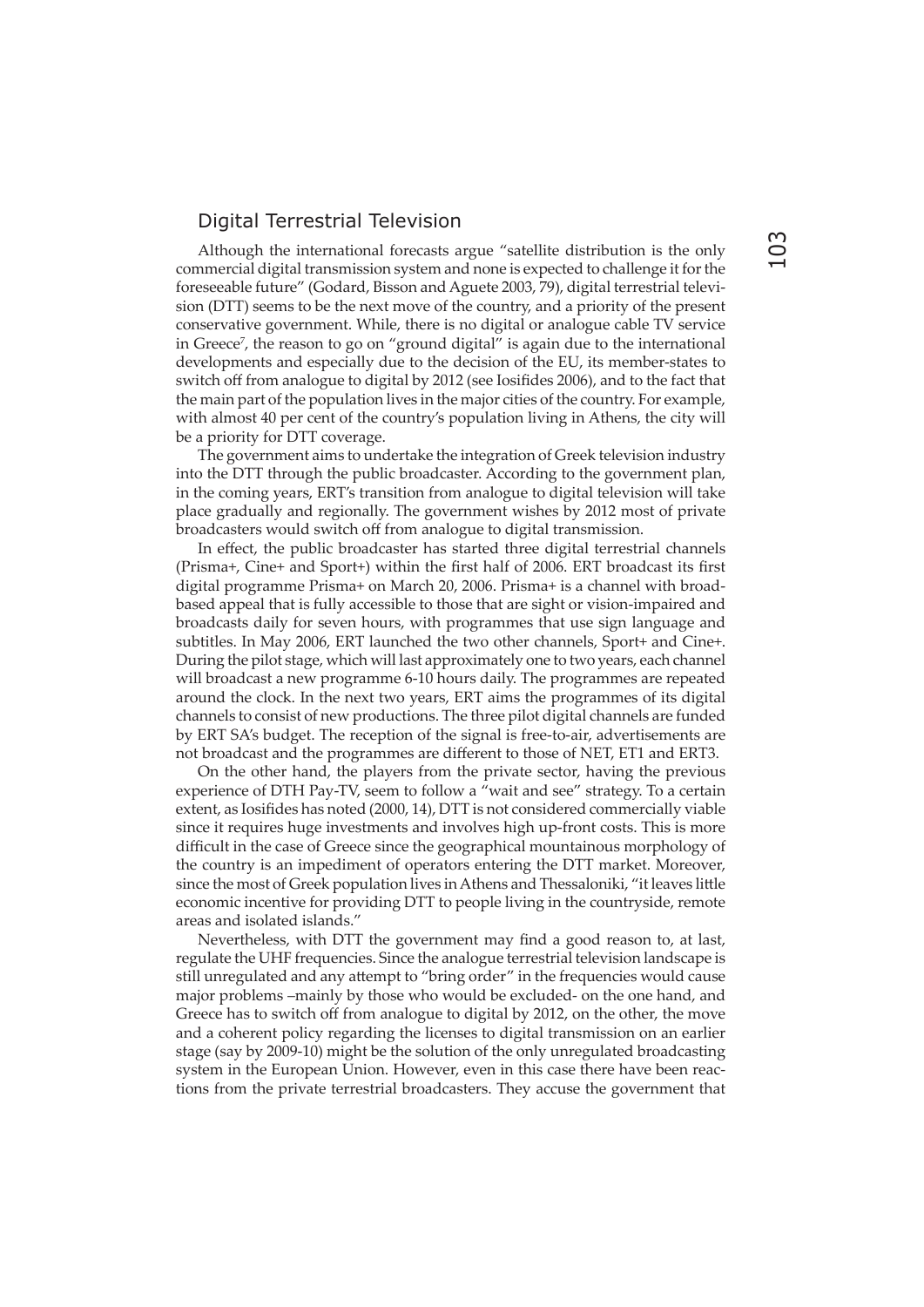## Digital Terrestrial Television

Although the international forecasts argue "satellite distribution is the only commercial digital transmission system and none is expected to challenge it for the foreseeable future" (Godard, Bisson and Aguete 2003, 79), digital terrestrial television (DTT) seems to be the next move of the country, and a priority of the present conservative government. While, there is no digital or analogue cable TV service in Greece[7], the reason to go on "ground digital" is again due to the international developments and especially due to the decision of the EU, its member-states to switch off from analogue to digital by 2012 (see Iosifides 2006), and to the fact that the main part of the population lives in the major cities of the country. For example, with almost 40 per cent of the country's population living in Athens, the city will be a priority for DTT coverage.

The government aims to undertake the integration of Greek television industry into the DTT through the public broadcaster. According to the government plan, in the coming years, ERT's transition from analogue to digital television will take place gradually and regionally. The government wishes by 2012 most of private broadcasters would switch off from analogue to digital transmission.

In effect, the public broadcaster has started three digital terrestrial channels (Prisma+, Cine+ and Sport+) within the first half of 2006. ERT broadcast its first digital programme Prisma+ on March 20, 2006. Prisma+ is a channel with broad-based appeal that is fully accessible to those that are sight or vision-impaired and broadcasts daily for seven hours, with programmes that use sign language and subtitles. In May 2006, ERT launched the two other channels, Sport+ and Cine+. During the pilot stage, which will last approximately one to two years, each channel will broadcast a new programme 6-10 hours daily. The programmes are repeated around the clock. In the next two years, ERT aims the programmes of its digital channels to consist of new productions. The three pilot digital channels are funded by ERT SA's budget. The reception of the signal is free-to-air, advertisements are not broadcast and the programmes are different to those of NET, ET1 and ERT3.

On the other hand, the players from the private sector, having the previous experience of DTH Pay-TV, seem to follow a "wait and see" strategy. To a certain extent, as Iosifides has noted (2000, 14), DTT is not considered commercially viable since it requires huge investments and involves high up-front costs. This is more difficult in the case of Greece since the geographical mountainous morphology of the country is an impediment of operators entering the DTT market. Moreover, since the most of Greek population lives in Athens and Thessaloniki, "it leaves little economic incentive for providing DTT to people living in the countryside, remote areas and isolated islands."

Nevertheless, with DTT the government may find a good reason to, at last, regulate the UHF frequencies. Since the analogue terrestrial television landscape is still unregulated and any attempt to "bring order" in the frequencies would cause major problems –mainly by those who would be excluded- on the one hand, and Greece has to switch off from analogue to digital by 2012, on the other, the move and a coherent policy regarding the licenses to digital transmission on an earlier stage (say by 2009-10) might be the solution of the only unregulated broadcasting system in the European Union. However, even in this case there have been reactions from the private terrestrial broadcasters. They accuse the government that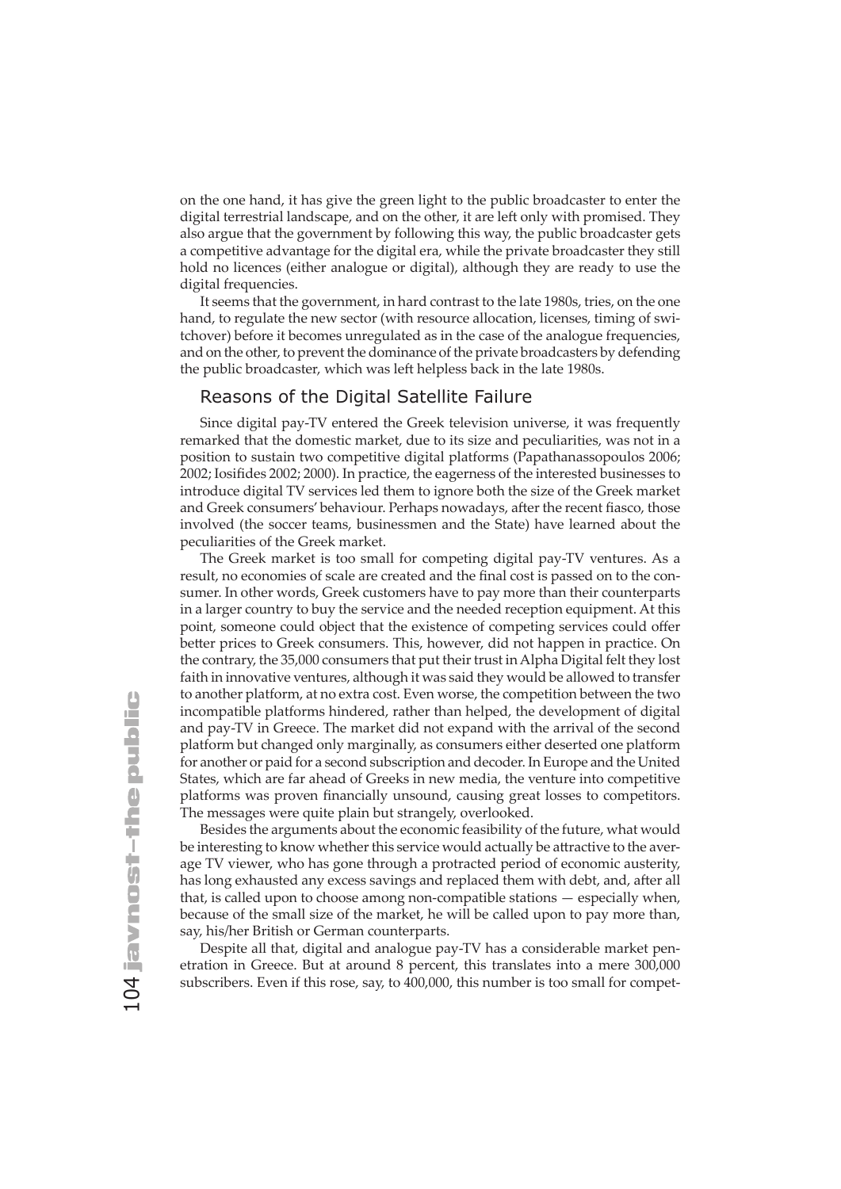on the one hand, it has give the green light to the public broadcaster to enter the digital terrestrial landscape, and on the other, it are left only with promised. They also argue that the government by following this way, the public broadcaster gets a competitive advantage for the digital era, while the private broadcaster they still hold no licences (either analogue or digital), although they are ready to use the digital frequencies.

It seems that the government, in hard contrast to the late 1980s, tries, on the one hand, to regulate the new sector (with resource allocation, licenses, timing of switchover) before it becomes unregulated as in the case of the analogue frequencies, and on the other, to prevent the dominance of the private broadcasters by defending the public broadcaster, which was left helpless back in the late 1980s.

## Reasons of the Digital Satellite Failure

Since digital pay-TV entered the Greek television universe, it was frequently remarked that the domestic market, due to its size and peculiarities, was not in a position to sustain two competitive digital platforms (Papathanassopoulos 2006; 2002; Iosifides 2002; 2000). In practice, the eagerness of the interested businesses to introduce digital TV services led them to ignore both the size of the Greek market and Greek consumers' behaviour. Perhaps nowadays, after the recent fiasco, those involved (the soccer teams, businessmen and the State) have learned about the peculiarities of the Greek market.

The Greek market is too small for competing digital pay-TV ventures. As a result, no economies of scale are created and the final cost is passed on to the consumer. In other words, Greek customers have to pay more than their counterparts in a larger country to buy the service and the needed reception equipment. At this point, someone could object that the existence of competing services could offer better prices to Greek consumers. This, however, did not happen in practice. On the contrary, the 35,000 consumers that put their trust in Alpha Digital felt they lost faith in innovative ventures, although it was said they would be allowed to transfer to another platform, at no extra cost. Even worse, the competition between the two incompatible platforms hindered, rather than helped, the development of digital and pay-TV in Greece. The market did not expand with the arrival of the second platform but changed only marginally, as consumers either deserted one platform for another or paid for a second subscription and decoder. In Europe and the United States, which are far ahead of Greeks in new media, the venture into competitive platforms was proven financially unsound, causing great losses to competitors. The messages were quite plain but strangely, overlooked.

Besides the arguments about the economic feasibility of the future, what would be interesting to know whether this service would actually be attractive to the average TV viewer, who has gone through a protracted period of economic austerity, has long exhausted any excess savings and replaced them with debt, and, after all that, is called upon to choose among non-compatible stations — especially when, because of the small size of the market, he will be called upon to pay more than, say, his/her British or German counterparts.

Despite all that, digital and analogue pay-TV has a considerable market penetration in Greece. But at around 8 percent, this translates into a mere 300,000 subscribers. Even if this rose, say, to 400,000, this number is too small for compet-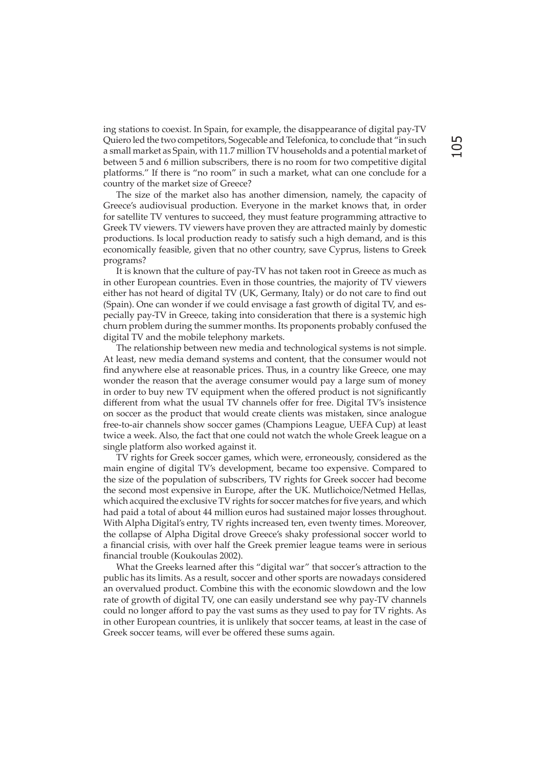ing stations to coexist. In Spain, for example, the disappearance of digital pay-TV Quiero led the two competitors, Sogecable and Telefonica, to conclude that "in such a small market as Spain, with 11.7 million TV households and a potential market of between 5 and 6 million subscribers, there is no room for two competitive digital platforms." If there is "no room" in such a market, what can one conclude for a country of the market size of Greece?

The size of the market also has another dimension, namely, the capacity of Greece's audiovisual production. Everyone in the market knows that, in order for satellite TV ventures to succeed, they must feature programming attractive to Greek TV viewers. TV viewers have proven they are attracted mainly by domestic productions. Is local production ready to satisfy such a high demand, and is this economically feasible, given that no other country, save Cyprus, listens to Greek programs?

It is known that the culture of pay-TV has not taken root in Greece as much as in other European countries. Even in those countries, the majority of TV viewers either has not heard of digital TV (UK, Germany, Italy) or do not care to find out (Spain). One can wonder if we could envisage a fast growth of digital TV, and especially pay-TV in Greece, taking into consideration that there is a systemic high churn problem during the summer months. Its proponents probably confused the digital TV and the mobile telephony markets.

The relationship between new media and technological systems is not simple. At least, new media demand systems and content, that the consumer would not find anywhere else at reasonable prices. Thus, in a country like Greece, one may wonder the reason that the average consumer would pay a large sum of money in order to buy new TV equipment when the offered product is not significantly different from what the usual TV channels offer for free. Digital TV's insistence on soccer as the product that would create clients was mistaken, since analogue free-to-air channels show soccer games (Champions League, UEFA Cup) at least twice a week. Also, the fact that one could not watch the whole Greek league on a single platform also worked against it.

TV rights for Greek soccer games, which were, erroneously, considered as the main engine of digital TV's development, became too expensive. Compared to the size of the population of subscribers, TV rights for Greek soccer had become the second most expensive in Europe, after the UK. Mutlichoice/Netmed Hellas, which acquired the exclusive TV rights for soccer matches for five years, and which had paid a total of about 44 million euros had sustained major losses throughout. With Alpha Digital's entry, TV rights increased ten, even twenty times. Moreover, the collapse of Alpha Digital drove Greece's shaky professional soccer world to a financial crisis, with over half the Greek premier league teams were in serious financial trouble (Koukoulas 2002).

What the Greeks learned after this "digital war" that soccer's attraction to the public has its limits. As a result, soccer and other sports are nowadays considered an overvalued product. Combine this with the economic slowdown and the low rate of growth of digital TV, one can easily understand see why pay-TV channels could no longer afford to pay the vast sums as they used to pay for TV rights. As in other European countries, it is unlikely that soccer teams, at least in the case of Greek soccer teams, will ever be offered these sums again.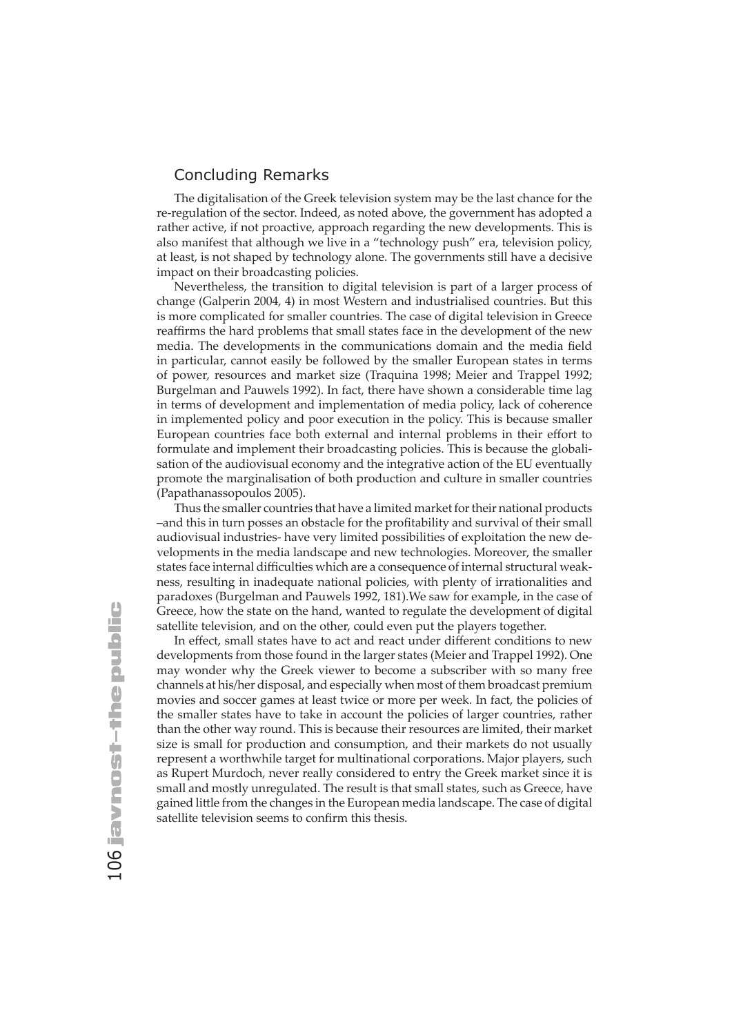## Concluding Remarks

The digitalisation of the Greek television system may be the last chance for the re-regulation of the sector. Indeed, as noted above, the government has adopted a rather active, if not proactive, approach regarding the new developments. This is also manifest that although we live in a "technology push" era, television policy, at least, is not shaped by technology alone. The governments still have a decisive impact on their broadcasting policies.

Nevertheless, the transition to digital television is part of a larger process of change (Galperin 2004, 4) in most Western and industrialised countries. But this is more complicated for smaller countries. The case of digital television in Greece reaffirms the hard problems that small states face in the development of the new media. The developments in the communications domain and the media field in particular, cannot easily be followed by the smaller European states in terms of power, resources and market size (Traquina 1998; Meier and Trappel 1992; Burgelman and Pauwels 1992). In fact, there have shown a considerable time lag in terms of development and implementation of media policy, lack of coherence in implemented policy and poor execution in the policy. This is because smaller European countries face both external and internal problems in their effort to formulate and implement their broadcasting policies. This is because the globalisation of the audiovisual economy and the integrative action of the EU eventually promote the marginalisation of both production and culture in smaller countries (Papathanassopoulos 2005).

Thus the smaller countries that have a limited market for their national products –and this in turn posses an obstacle for the profitability and survival of their small audiovisual industries- have very limited possibilities of exploitation the new developments in the media landscape and new technologies. Moreover, the smaller states face internal difficulties which are a consequence of internal structural weakness, resulting in inadequate national policies, with plenty of irrationalities and paradoxes (Burgelman and Pauwels 1992, 181).We saw for example, in the case of Greece, how the state on the hand, wanted to regulate the development of digital satellite television, and on the other, could even put the players together.

In effect, small states have to act and react under different conditions to new developments from those found in the larger states (Meier and Trappel 1992). One may wonder why the Greek viewer to become a subscriber with so many free channels at his/her disposal, and especially when most of them broadcast premium movies and soccer games at least twice or more per week. In fact, the policies of the smaller states have to take in account the policies of larger countries, rather than the other way round. This is because their resources are limited, their market size is small for production and consumption, and their markets do not usually represent a worthwhile target for multinational corporations. Major players, such as Rupert Murdoch, never really considered to entry the Greek market since it is small and mostly unregulated. The result is that small states, such as Greece, have gained little from the changes in the European media landscape. The case of digital satellite television seems to confirm this thesis.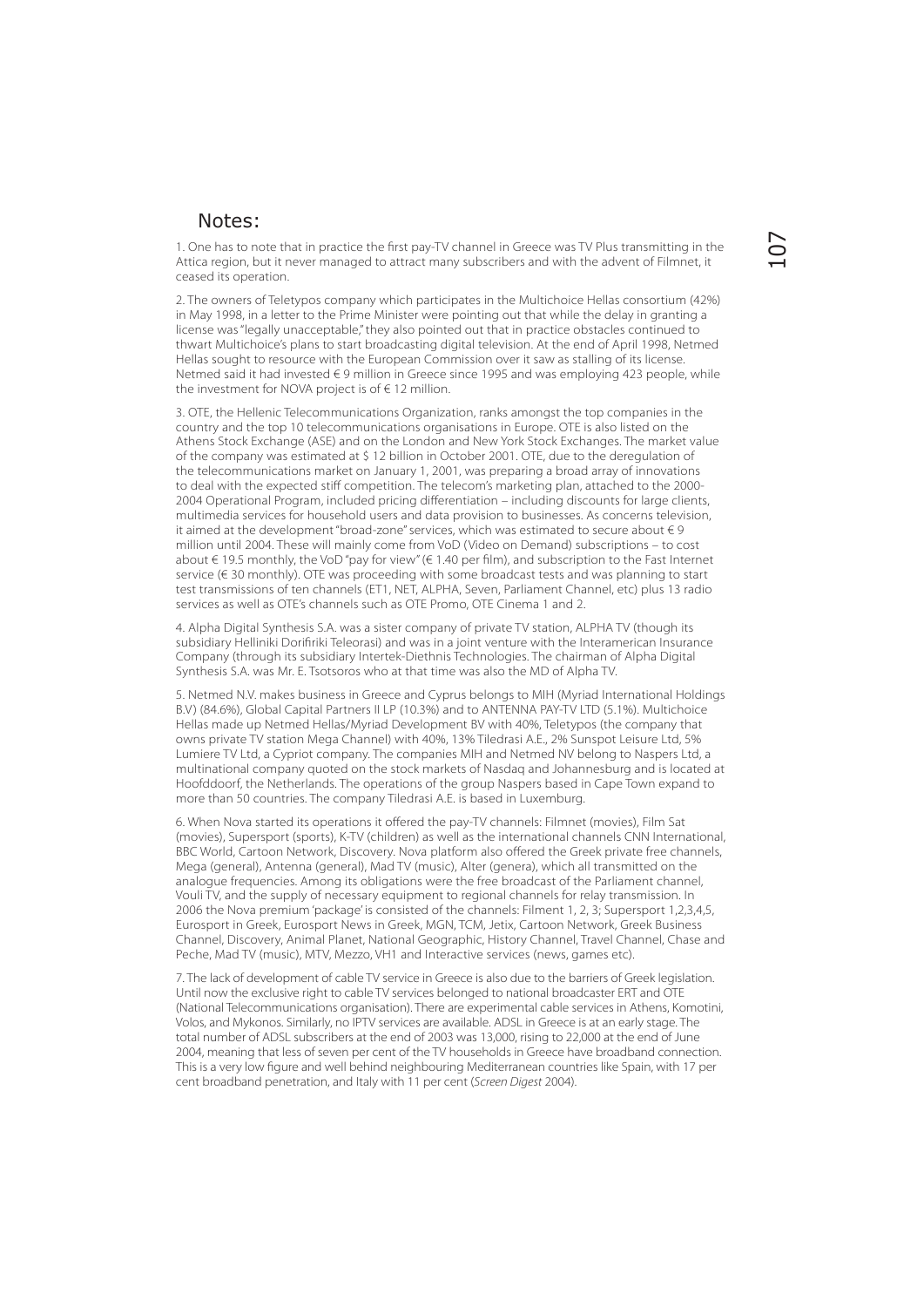## Notes:

1. One has to note that in practice the first pay-TV channel in Greece was TV Plus transmitting in the Attica region, but it never managed to attract many subscribers and with the advent of Filmnet, it ceased its operation.

2. The owners of Teletypos company which participates in the Multichoice Hellas consortium (42%) in May 1998, in a letter to the Prime Minister were pointing out that while the delay in granting a license was "legally unacceptable," they also pointed out that in practice obstacles continued to thwart Multichoice's plans to start broadcasting digital television. At the end of April 1998, Netmed Hellas sought to resource with the European Commission over it saw as stalling of its license. Netmed said it had invested € 9 million in Greece since 1995 and was employing 423 people, while the investment for NOVA project is of € 12 million.

3. OTE, the Hellenic Telecommunications Organization, ranks amongst the top companies in the country and the top 10 telecommunications organisations in Europe. OTE is also listed on the Athens Stock Exchange (ASE) and on the London and New York Stock Exchanges. The market value of the company was estimated at $ 12 billion in October 2001. OTE, due to the deregulation of the telecommunications market on January 1, 2001, was preparing a broad array of innovations to deal with the expected stiff competition. The telecom's marketing plan, attached to the 2000-2004 Operational Program, included pricing differentiation – including discounts for large clients, multimedia services for household users and data provision to businesses. As concerns television, it aimed at the development "broad-zone" services, which was estimated to secure about € 9 million until 2004. These will mainly come from VoD (Video on Demand) subscriptions – to cost about € 19.5 monthly, the VoD "pay for view" (€ 1.40 per film), and subscription to the Fast Internet service (€ 30 monthly). OTE was proceeding with some broadcast tests and was planning to start test transmissions of ten channels (ET1, NET, ALPHA, Seven, Parliament Channel, etc) plus 13 radio services as well as OTE's channels such as OTE Promo, OTE Cinema 1 and 2.

4. Alpha Digital Synthesis S.A. was a sister company of private TV station, ALPHA TV (though its subsidiary Helliniki Dorifiriki Teleorasi) and was in a joint venture with the Interamerican Insurance Company (through its subsidiary Intertek-Diethnis Technologies. The chairman of Alpha Digital Synthesis S.A. was Mr. E. Tsotsoros who at that time was also the MD of Alpha TV.

5. Netmed N.V. makes business in Greece and Cyprus belongs to MIH (Myriad International Holdings B.V) (84.6%), Global Capital Partners II LP (10.3%) and to ANTENNA PAY-TV LTD (5.1%). Multichoice Hellas made up Netmed Hellas/Myriad Development BV with 40%, Teletypos (the company that owns private TV station Mega Channel) with 40%, 13% Tiledrasi A.E., 2% Sunspot Leisure Ltd, 5% Lumiere TV Ltd, a Cypriot company. The companies MIH and Netmed NV belong to Naspers Ltd, a multinational company quoted on the stock markets of Nasdaq and Johannesburg and is located at Hoofddoorf, the Netherlands. The operations of the group Naspers based in Cape Town expand to more than 50 countries. The company Tiledrasi A.E. is based in Luxemburg.

6. When Nova started its operations it offered the pay-TV channels: Filmnet (movies), Film Sat (movies), Supersport (sports), K-TV (children) as well as the international channels CNN International, BBC World, Cartoon Network, Discovery. Nova platform also offered the Greek private free channels, Mega (general), Antenna (general), Mad TV (music), Alter (genera), which all transmitted on the analogue frequencies. Among its obligations were the free broadcast of the Parliament channel, Vouli TV, and the supply of necessary equipment to regional channels for relay transmission. In 2006 the Nova premium 'package' is consisted of the channels: Filment 1, 2, 3; Supersport 1,2,3,4,5, Eurosport in Greek, Eurosport News in Greek, MGN, TCM, Jetix, Cartoon Network, Greek Business Channel, Discovery, Animal Planet, National Geographic, History Channel, Travel Channel, Chase and Peche, Mad TV (music), MTV, Mezzo, VH1 and Interactive services (news, games etc).

7. The lack of development of cable TV service in Greece is also due to the barriers of Greek legislation. Until now the exclusive right to cable TV services belonged to national broadcaster ERT and OTE (National Telecommunications organisation). There are experimental cable services in Athens, Komotini, Volos, and Mykonos. Similarly, no IPTV services are available. ADSL in Greece is at an early stage. The total number of ADSL subscribers at the end of 2003 was 13,000, rising to 22,000 at the end of June 2004, meaning that less of seven per cent of the TV households in Greece have broadband connection. This is a very low figure and well behind neighbouring Mediterranean countries like Spain, with 17 per cent broadband penetration, and Italy with 11 per cent (*Screen Digest* 2004).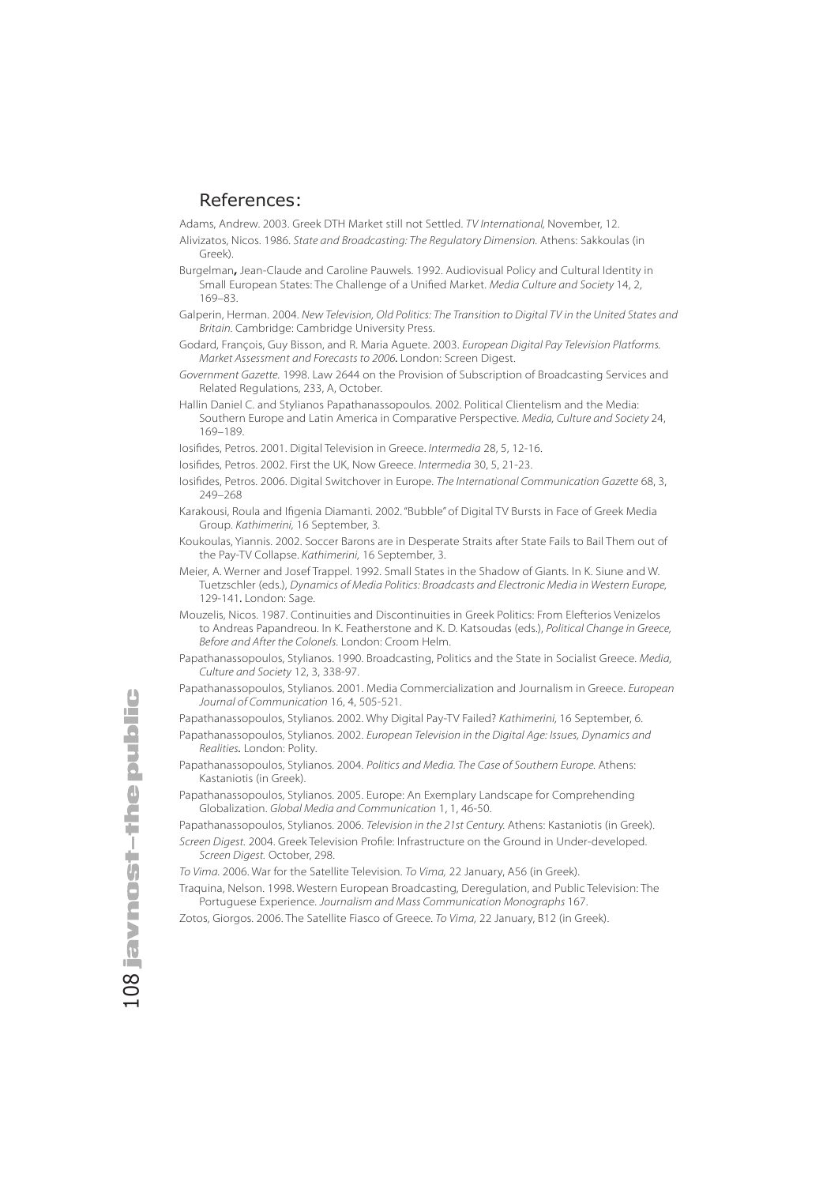## References:

Adams, Andrew. 2003. Greek DTH Market still not Settled. *TV International,* November, 12.

Alivizatos, Nicos. 1986. *State and Broadcasting: The Regulatory Dimension.* Athens: Sakkoulas (in Greek).

Burgelman**,** Jean-Claude and Caroline Pauwels. 1992. Audiovisual Policy and Cultural Identity in Small European States: The Challenge of a Unified Market. *Media Culture and Society* 14, 2, 169–83.

Galperin, Herman. 2004. *New Television, Old Politics: The Transition to Digital TV in the United States and Britain.* Cambridge: Cambridge University Press.

Godard, François, Guy Bisson, and R. Maria Aguete. 2003. *European Digital Pay Television Platforms. Market Assessment and Forecasts to 2006***.** London: Screen Digest.

*Government Gazette.* 1998. Law 2644 on the Provision of Subscription of Broadcasting Services and Related Regulations, 233, A, October.

Hallin Daniel C. and Stylianos Papathanassopoulos. 2002. Political Clientelism and the Media: Southern Europe and Latin America in Comparative Perspective. *Media, Culture and Society* 24, 169–189.

Iosifides, Petros. 2001. Digital Television in Greece. *Intermedia* 28, 5, 12-16.

Iosifides, Petros. 2002. First the UK, Now Greece. *Intermedia* 30, 5, 21-23.

Iosifides, Petros. 2006. Digital Switchover in Europe. *The International Communication Gazette* 68, 3, 249–268

Karakousi, Roula and Ifigenia Diamanti. 2002. "Bubble" of Digital TV Bursts in Face of Greek Media Group. *Kathimerini,* 16 September, 3.

Koukoulas, Yiannis. 2002. Soccer Barons are in Desperate Straits after State Fails to Bail Them out of the Pay-TV Collapse. *Kathimerini,* 16 September, 3.

Meier, A. Werner and Josef Trappel. 1992. Small States in the Shadow of Giants. In K. Siune and W. Tuetzschler (eds.), *Dynamics of Media Politics: Broadcasts and Electronic Media in Western Europe,* 129-141**.** London: Sage.

Mouzelis, Nicos. 1987. Continuities and Discontinuities in Greek Politics: From Elefterios Venizelos to Andreas Papandreou. In K. Featherstone and K. D. Katsoudas (eds.), *Political Change in Greece, Before and After the Colonels.* London: Croom Helm.

Papathanassopoulos, Stylianos. 1990. Broadcasting, Politics and the State in Socialist Greece. *Media, Culture and Society* 12, 3, 338-97.

Papathanassopoulos, Stylianos. 2001. Media Commercialization and Journalism in Greece. *European Journal of Communication* 16, 4, 505-521.

Papathanassopoulos, Stylianos. 2002. Why Digital Pay-TV Failed? *Kathimerini,* 16 September, 6.

Papathanassopoulos, Stylianos. 2002. *European Television in the Digital Age: Issues, Dynamics and Realities***.** London: Polity.

Papathanassopoulos, Stylianos. 2004. *Politics and Media. The Case of Southern Europe.* Athens: Kastaniotis (in Greek).

Papathanassopoulos, Stylianos. 2005. Europe: An Exemplary Landscape for Comprehending Globalization. *Global Media and Communication* 1, 1, 46-50.

Papathanassopoulos, Stylianos. 2006. *Television in the 21st Century.* Athens: Kastaniotis (in Greek).

*Screen Digest.* 2004. Greek Television Profile: Infrastructure on the Ground in Under-developed. *Screen Digest.* October, 298.

*To Vima.* 2006. War for the Satellite Television. *To Vima,* 22 January, A56 (in Greek).

Traquina, Nelson. 1998. Western European Broadcasting, Deregulation, and Public Television: The Portuguese Experience. *Journalism and Mass Communication Monographs* 167.

Zotos, Giorgos. 2006. The Satellite Fiasco of Greece. *To Vima,* 22 January, B12 (in Greek).